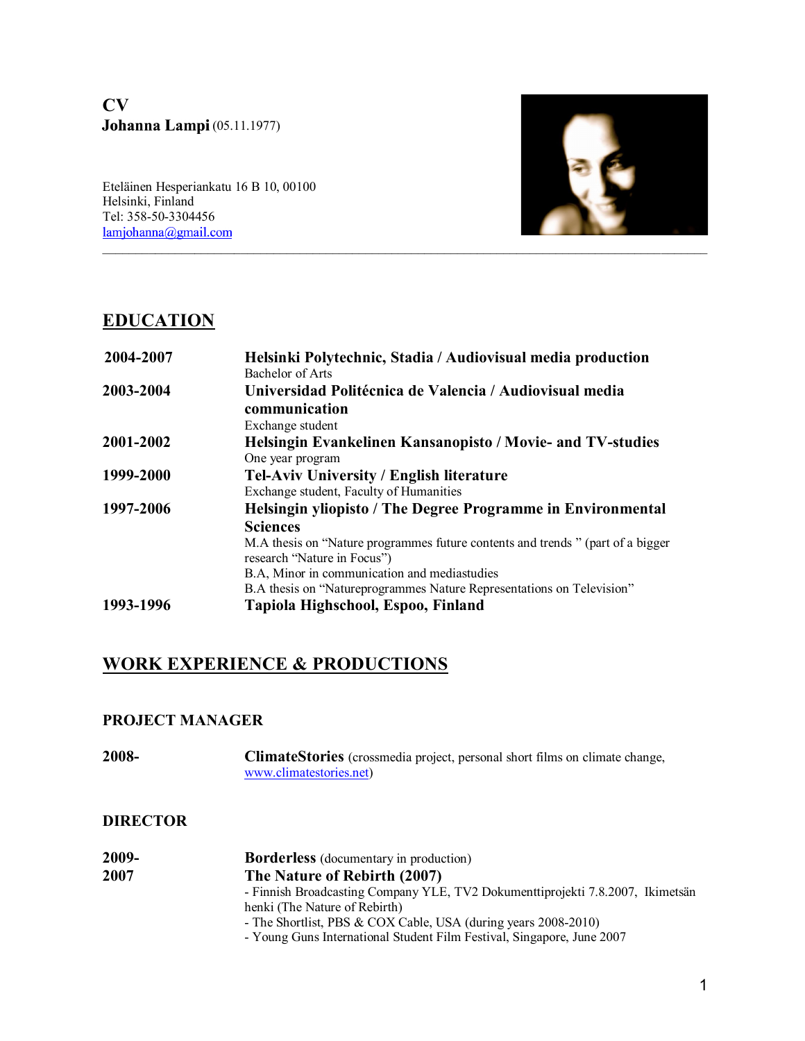# CV

**Johanna Lampi** (05.11.1977)

Eteläinen Hesperiankatu 16 B 10, 00100
Helsinki, Finland
Tel: 358-50-3304456
lamjohanna@gmail.com

---

## EDUCATION

| | |
|---|---|
| **2004-2007** | **Helsinki Polytechnic, Stadia / Audiovisual media production**<br>Bachelor of Arts |
| **2003-2004** | **Universidad Politécnica de Valencia / Audiovisual media communication**<br>Exchange student |
| **2001-2002** | **Helsingin Evankelinen Kansanopisto / Movie- and TV-studies**<br>One year program |
| **1999-2000** | **Tel-Aviv University / English literature**<br>Exchange student, Faculty of Humanities |
| **1997-2006** | **Helsingin yliopisto / The Degree Programme in Environmental Sciences**<br>M.A thesis on "Nature programmes future contents and trends " (part of a bigger research "Nature in Focus")<br>B.A, Minor in communication and mediastudies<br>B.A thesis on "Natureprogrammes Nature Representations on Television" |
| **1993-1996** | **Tapiola Highschool, Espoo, Finland** |

## WORK EXPERIENCE & PRODUCTIONS

### PROJECT MANAGER

| | |
|---|---|
| **2008-** | **ClimateStories** (crossmedia project, personal short films on climate change, www.climatestories.net) |

### DIRECTOR

| | |
|---|---|
| **2009-** | **Borderless** (documentary in production) |
| **2007** | **The Nature of Rebirth (2007)**<br>- Finnish Broadcasting Company YLE, TV2 Dokumenttiprojekti 7.8.2007, Ikimetsän henki (The Nature of Rebirth)<br>- The Shortlist, PBS & COX Cable, USA (during years 2008-2010)<br>- Young Guns International Student Film Festival, Singapore, June 2007 |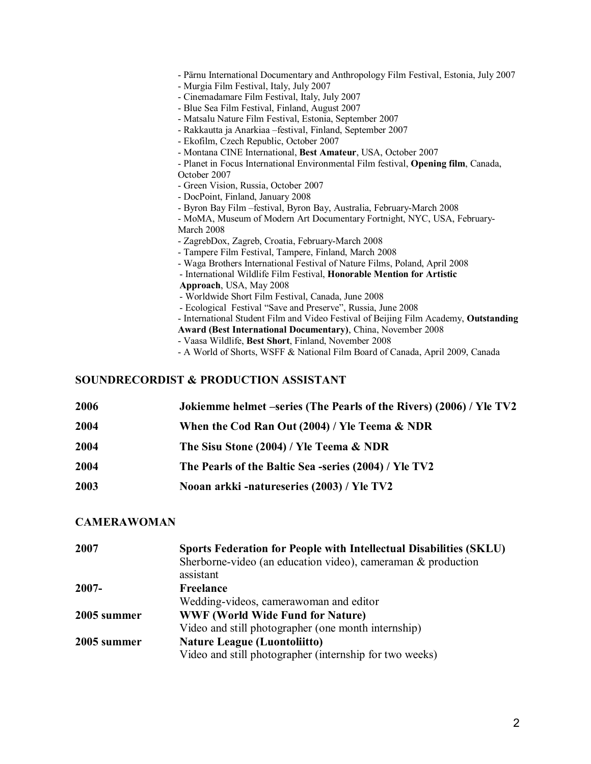- Pärnu International Documentary and Anthropology Film Festival, Estonia, July 2007
- Murgia Film Festival, Italy, July 2007
- Cinemadamare Film Festival, Italy, July 2007
- Blue Sea Film Festival, Finland, August 2007
- Matsalu Nature Film Festival, Estonia, September 2007
- Rakkautta ja Anarkiaa –festival, Finland, September 2007
- Ekofilm, Czech Republic, October 2007
- Montana CINE International, **Best Amateur**, USA, October 2007
- Planet in Focus International Environmental Film festival, **Opening film**, Canada, October 2007
- Green Vision, Russia, October 2007
- DocPoint, Finland, January 2008
- Byron Bay Film –festival, Byron Bay, Australia, February-March 2008
- MoMA, Museum of Modern Art Documentary Fortnight, NYC, USA, February-March 2008
- ZagrebDox, Zagreb, Croatia, February-March 2008
- Tampere Film Festival, Tampere, Finland, March 2008
- Waga Brothers International Festival of Nature Films, Poland, April 2008
- International Wildlife Film Festival, **Honorable Mention for Artistic Approach**, USA, May 2008
- Worldwide Short Film Festival, Canada, June 2008
- Ecological Festival "Save and Preserve", Russia, June 2008
- International Student Film and Video Festival of Beijing Film Academy, **Outstanding Award (Best International Documentary)**, China, November 2008
- Vaasa Wildlife, **Best Short**, Finland, November 2008
- A World of Shorts, WSFF & National Film Board of Canada, April 2009, Canada

## SOUNDRECORDIST & PRODUCTION ASSISTANT

| | |
|---|---|
| **2006** | **Jokiemme helmet –series (The Pearls of the Rivers) (2006) / Yle TV2** |
| **2004** | **When the Cod Ran Out (2004) / Yle Teema & NDR** |
| **2004** | **The Sisu Stone (2004) / Yle Teema & NDR** |
| **2004** | **The Pearls of the Baltic Sea -series (2004) / Yle TV2** |
| **2003** | **Nooan arkki -natureseries (2003) / Yle TV2** |

## CAMERAWOMAN

| | |
|---|---|
| **2007** | **Sports Federation for People with Intellectual Disabilities (SKLU)**<br>Sherborne-video (an education video), cameraman & production assistant |
| **2007-** | **Freelance**<br>Wedding-videos, camerawoman and editor |
| **2005 summer** | **WWF (World Wide Fund for Nature)**<br>Video and still photographer (one month internship) |
| **2005 summer** | **Nature League (Luontoliitto)**<br>Video and still photographer (internship for two weeks) |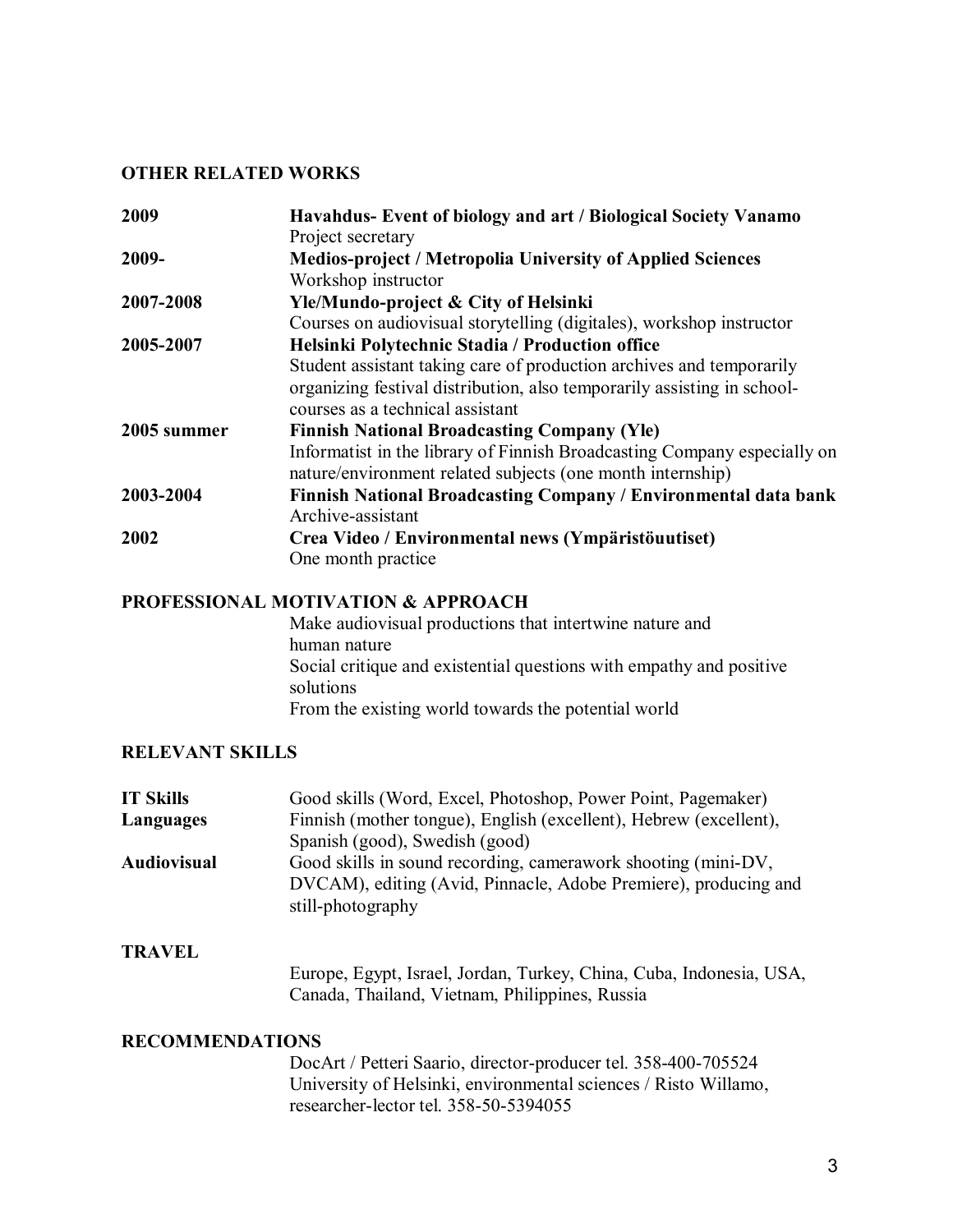## OTHER RELATED WORKS

| | |
|---|---|
| **2009** | **Havahdus- Event of biology and art / Biological Society Vanamo**<br>Project secretary |
| **2009-** | **Medios-project / Metropolia University of Applied Sciences**<br>Workshop instructor |
| **2007-2008** | **Yle/Mundo-project & City of Helsinki**<br>Courses on audiovisual storytelling (digitales), workshop instructor |
| **2005-2007** | **Helsinki Polytechnic Stadia / Production office**<br>Student assistant taking care of production archives and temporarily organizing festival distribution, also temporarily assisting in school-courses as a technical assistant |
| **2005 summer** | **Finnish National Broadcasting Company (Yle)**<br>Informatist in the library of Finnish Broadcasting Company especially on nature/environment related subjects (one month internship) |
| **2003-2004** | **Finnish National Broadcasting Company / Environmental data bank**<br>Archive-assistant |
| **2002** | **Crea Video / Environmental news (Ympäristöuutiset)**<br>One month practice |

## PROFESSIONAL MOTIVATION & APPROACH

Make audiovisual productions that intertwine nature and human nature
Social critique and existential questions with empathy and positive solutions
From the existing world towards the potential world

## RELEVANT SKILLS

| | |
|---|---|
| **IT Skills** | Good skills (Word, Excel, Photoshop, Power Point, Pagemaker) |
| **Languages** | Finnish (mother tongue), English (excellent), Hebrew (excellent), Spanish (good), Swedish (good) |
| **Audiovisual** | Good skills in sound recording, camerawork shooting (mini-DV, DVCAM), editing (Avid, Pinnacle, Adobe Premiere), producing and still-photography |

## TRAVEL

Europe, Egypt, Israel, Jordan, Turkey, China, Cuba, Indonesia, USA, Canada, Thailand, Vietnam, Philippines, Russia

## RECOMMENDATIONS

DocArt / Petteri Saario, director-producer tel. 358-400-705524
University of Helsinki, environmental sciences / Risto Willamo, researcher-lector tel. 358-50-5394055